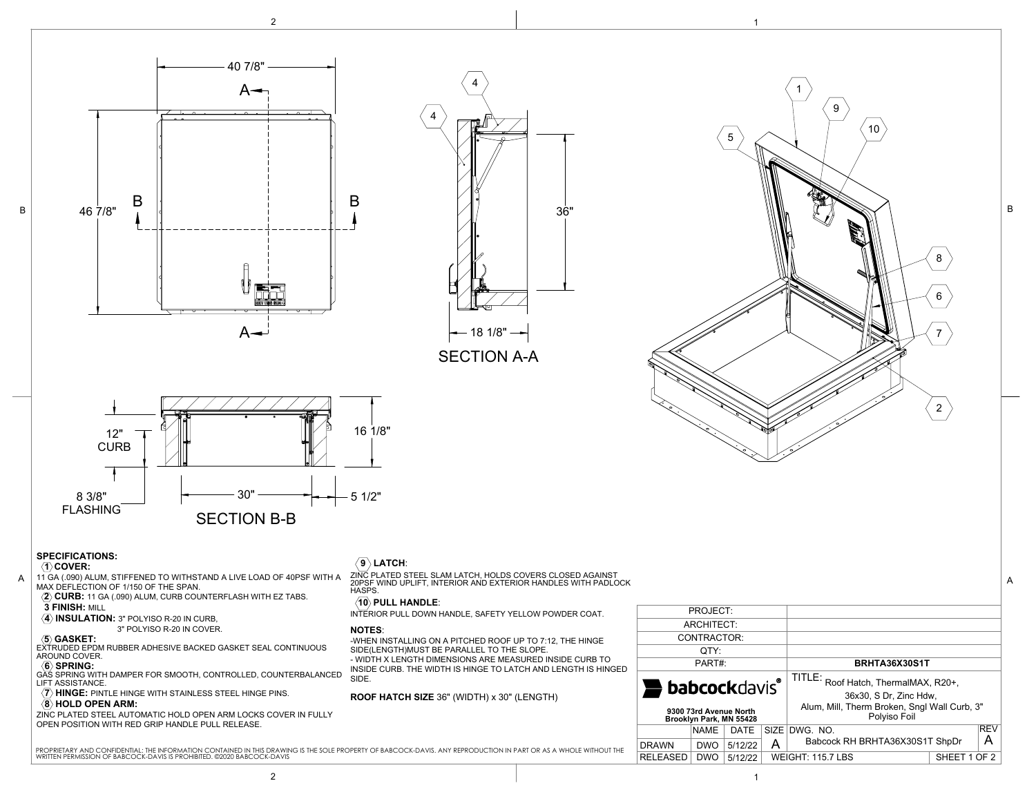40 7/8"

46 7/8"

SECTION A-A

36"

18 1/8"

SECTION B-B

12" CURB

8 3/8" FLASHING

30"

5 1/2"

16 1/8"

## SPECIFICATIONS:

**1 COVER:**
11 GA (.090) ALUM, STIFFENED TO WITHSTAND A LIVE LOAD OF 40PSF WITH A MAX DEFLECTION OF 1/150 OF THE SPAN.

**2 CURB:** 11 GA (.090) ALUM, CURB COUNTERFLASH WITH EZ TABS.

**3 FINISH:** MILL

**4 INSULATION:** 3" POLYISO R-20 IN CURB,
3" POLYISO R-20 IN COVER.

**5 GASKET:**
EXTRUDED EPDM RUBBER ADHESIVE BACKED GASKET SEAL CONTINUOUS AROUND COVER.

**6 SPRING:**
GAS SPRING WITH DAMPER FOR SMOOTH, CONTROLLED, COUNTERBALANCED LIFT ASSISTANCE.

**7 HINGE:** PINTLE HINGE WITH STAINLESS STEEL HINGE PINS.

**8 HOLD OPEN ARM:**
ZINC PLATED STEEL AUTOMATIC HOLD OPEN ARM LOCKS COVER IN FULLY OPEN POSITION WITH RED GRIP HANDLE PULL RELEASE.

**9 LATCH:**
ZINC PLATED STEEL SLAM LATCH, HOLDS COVERS CLOSED AGAINST 20PSF WIND UPLIFT, INTERIOR AND EXTERIOR HANDLES WITH PADLOCK HASPS.

**10 PULL HANDLE:**
INTERIOR PULL DOWN HANDLE, SAFETY YELLOW POWDER COAT.

**NOTES:**
-WHEN INSTALLING ON A PITCHED ROOF UP TO 7:12, THE HINGE SIDE(LENGTH)MUST BE PARALLEL TO THE SLOPE.
- WIDTH X LENGTH DIMENSIONS ARE MEASURED INSIDE CURB TO INSIDE CURB. THE WIDTH IS HINGE TO LATCH AND LENGTH IS HINGED SIDE.

**ROOF HATCH SIZE** 36" (WIDTH) x 30" (LENGTH)

PROPRIETARY AND CONFIDENTIAL: THE INFORMATION CONTAINED IN THIS DRAWING IS THE SOLE PROPERTY OF BABCOCK-DAVIS. ANY REPRODUCTION IN PART OR AS A WHOLE WITHOUT THE WRITTEN PERMISSION OF BABCOCK-DAVIS IS PROHIBITED. ©2020 BABCOCK-DAVIS

| PROJECT: | |
|---|---|
| ARCHITECT: | |
| CONTRACTOR: | |
| QTY: | |
| PART#: | **BRHTA36X30S1T** |

**babcockdavis®**
9300 73rd Avenue North
Brooklyn Park, MN 55428

TITLE: Roof Hatch, ThermalMAX, R20+, 36x30, S Dr, Zinc Hdw, Alum, Mill, Therm Broken, Sngl Wall Curb, 3" Polyiso Foil

| | NAME | DATE | SIZE | DWG. NO. | REV |
|---|---|---|---|---|---|
| DRAWN | DWO | 5/12/22 | A | Babcock RH BRHTA36X30S1T ShpDr | A |
| RELEASED | DWO | 5/12/22 | WEIGHT: 115.7 LBS | SHEET 1 OF 2 | |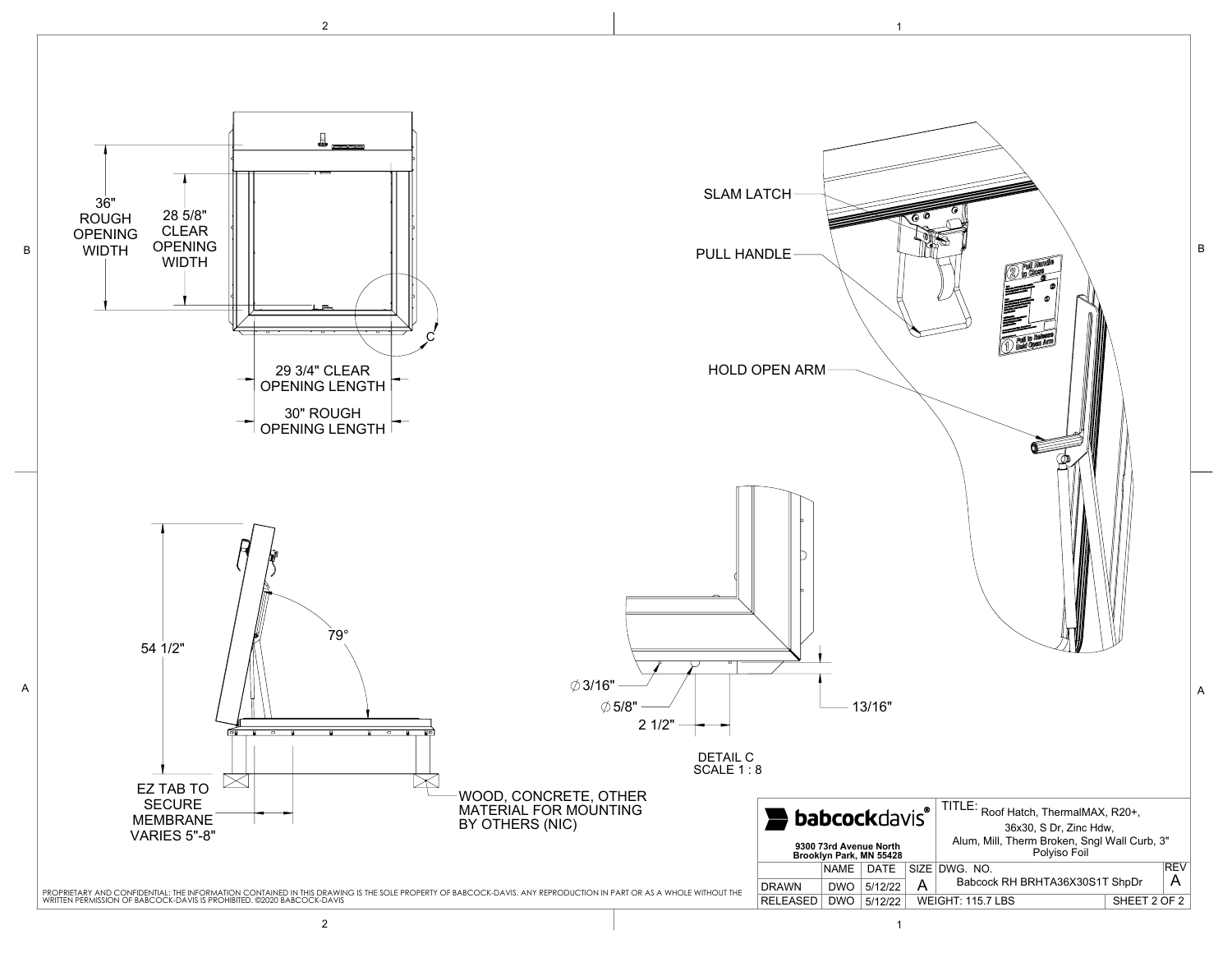36" ROUGH OPENING WIDTH

28 5/8" CLEAR OPENING WIDTH

29 3/4" CLEAR OPENING LENGTH

30" ROUGH OPENING LENGTH

C

SLAM LATCH

PULL HANDLE

HOLD OPEN ARM

54 1/2"

79°

EZ TAB TO SECURE MEMBRANE VARIES 5"-8"

WOOD, CONCRETE, OTHER MATERIAL FOR MOUNTING BY OTHERS (NIC)

∅3/16"

∅5/8"

2 1/2"

13/16"

DETAIL C
SCALE 1 : 8

**babcock**davis®

9300 73rd Avenue North
Brooklyn Park, MN 55428

TITLE: Roof Hatch, ThermalMAX, R20+, 36x30, S Dr, Zinc Hdw, Alum, Mill, Therm Broken, Sngl Wall Curb, 3" Polyiso Foil

| | NAME | DATE | SIZE | DWG. NO. | REV |
|---|---|---|---|---|---|
| DRAWN | DWO | 5/12/22 | A | Babcock RH BRHTA36X30S1T ShpDr | A |
| RELEASED | DWO | 5/12/22 | WEIGHT: 115.7 LBS | | SHEET 2 OF 2 |

PROPRIETARY AND CONFIDENTIAL: THE INFORMATION CONTAINED IN THIS DRAWING IS THE SOLE PROPERTY OF BABCOCK-DAVIS. ANY REPRODUCTION IN PART OR AS A WHOLE WITHOUT THE WRITTEN PERMISSION OF BABCOCK-DAVIS IS PROHIBITED. ©2020 BABCOCK-DAVIS